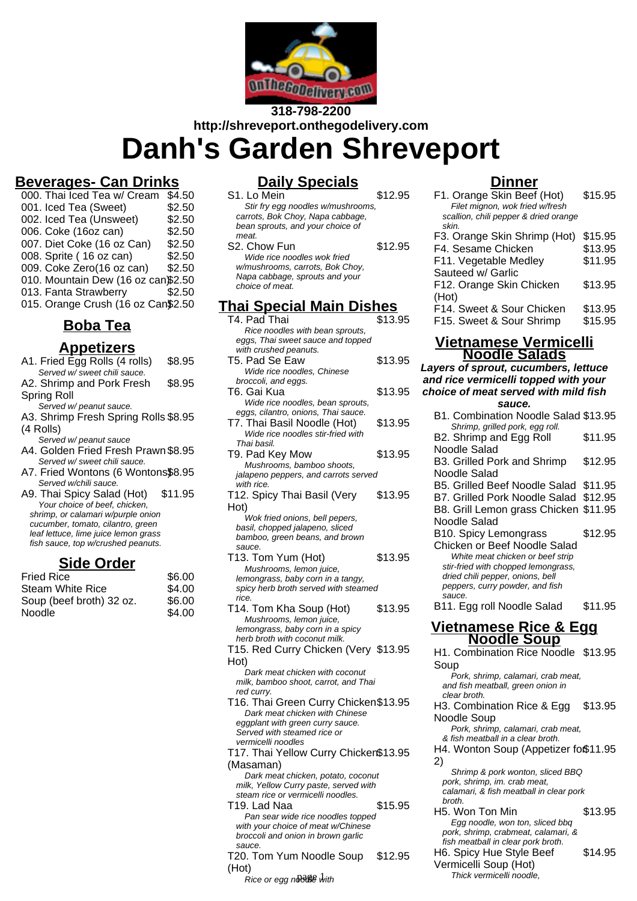318-798-2200

http://shreveport.onthegodelivery.com

# Danh's Garden Shreveport

## Beverages- Can Drinks

| Item | Price |
|---|---|
| 000. Thai Iced Tea w/ Cream | $4.50 |
| 001. Iced Tea (Sweet) | $2.50 |
| 002. Iced Tea (Unsweet) | $2.50 |
| 006. Coke (16oz can) | $2.50 |
| 007. Diet Coke (16 oz Can) | $2.50 |
| 008. Sprite ( 16 oz can) | $2.50 |
| 009. Coke Zero(16 oz can) | $2.50 |
| 010. Mountain Dew (16 oz can) | $2.50 |
| 013. Fanta Strawberry | $2.50 |
| 015. Orange Crush (16 oz Can) | $2.50 |

## Boba Tea

## Appetizers

A1. Fried Egg Rolls (4 rolls) $8.95
*Served w/ sweet chili sauce.*

A2. Shrimp and Pork Fresh Spring Roll $8.95
*Served w/ peanut sauce.*

A3. Shrimp Fresh Spring Rolls (4 Rolls) $8.95
*Served w/ peanut sauce*

A4. Golden Fried Fresh Prawn $8.95
*Served w/ sweet chili sauce.*

A7. Fried Wontons (6 Wontons) $8.95
*Served w/chili sauce.*

A9. Thai Spicy Salad (Hot) $11.95
*Your choice of beef, chicken, shrimp, or calamari w/purple onion cucumber, tomato, cilantro, green leaf lettuce, lime juice lemon grass fish sauce, top w/crushed peanuts.*

## Side Order

| Item | Price |
|---|---|
| Fried Rice | $6.00 |
| Steam White Rice | $4.00 |
| Soup (beef broth) 32 oz. | $6.00 |
| Noodle | $4.00 |

## Daily Specials

S1. Lo Mein $12.95
*Stir fry egg noodles w/mushrooms, carrots, Bok Choy, Napa cabbage, bean sprouts, and your choice of meat.*

S2. Chow Fun $12.95
*Wide rice noodles wok fried w/mushrooms, carrots, Bok Choy, Napa cabbage, sprouts and your choice of meat.*

## Thai Special Main Dishes

T4. Pad Thai $13.95
*Rice noodles with bean sprouts, eggs, Thai sweet sauce and topped with crushed peanuts.*

T5. Pad Se Eaw $13.95
*Wide rice noodles, Chinese broccoli, and eggs.*

T6. Gai Kua $13.95
*Wide rice noodles, bean sprouts, eggs, cilantro, onions, Thai sauce.*

T7. Thai Basil Noodle (Hot) $13.95
*Wide rice noodles stir-fried with Thai basil.*

T9. Pad Key Mow $13.95
*Mushrooms, bamboo shoots, jalapeno peppers, and carrots served with rice.*

T12. Spicy Thai Basil (Very Hot) $13.95
*Wok fried onions, bell pepers, basil, chopped jalapeno, sliced bamboo, green beans, and brown sauce.*

T13. Tom Yum (Hot) $13.95
*Mushrooms, lemon juice, lemongrass, baby corn in a tangy, spicy herb broth served with steamed rice.*

T14. Tom Kha Soup (Hot) $13.95
*Mushrooms, lemon juice, lemongrass, baby corn in a spicy herb broth with coconut milk.*

T15. Red Curry Chicken (Very Hot) $13.95
*Dark meat chicken with coconut milk, bamboo shoot, carrot, and Thai red curry.*

T16. Thai Green Curry Chicken $13.95
*Dark meat chicken with Chinese eggplant with green curry sauce. Served with steamed rice or vermicelli noodles*

T17. Thai Yellow Curry Chicken (Masaman) $13.95
*Dark meat chicken, potato, coconut milk, Yellow Curry paste, served with steam rice or vermicelli noodles.*

T19. Lad Naa $15.95
*Pan sear wide rice noodles topped with your choice of meat w/Chinese broccoli and onion in brown garlic sauce.*

T20. Tom Yum Noodle Soup (Hot) $12.95
*Rice or egg noodle with*

## Dinner

F1. Orange Skin Beef (Hot) $15.95
*Filet mignon, wok fried w/fresh scallion, chili pepper & dried orange skin.*

F3. Orange Skin Shrimp (Hot) $15.95

F4. Sesame Chicken $13.95

F11. Vegetable Medley Sauteed w/ Garlic $11.95

F12. Orange Skin Chicken (Hot) $13.95

F14. Sweet & Sour Chicken $13.95

F15. Sweet & Sour Shrimp $15.95

## Vietnamese Vermicelli Noodle Salads

***Layers of sprout, cucumbers, lettuce and rice vermicelli topped with your choice of meat served with mild fish sauce.***

B1. Combination Noodle Salad $13.95
*Shrimp, grilled pork, egg roll.*

B2. Shrimp and Egg Roll Noodle Salad $11.95

B3. Grilled Pork and Shrimp Noodle Salad $12.95

B5. Grilled Beef Noodle Salad $11.95

B7. Grilled Pork Noodle Salad $12.95

B8. Grill Lemon grass Chicken Noodle Salad $11.95

B10. Spicy Lemongrass Chicken or Beef Noodle Salad $12.95
*White meat chicken or beef strip stir-fried with chopped lemongrass, dried chili pepper, onions, bell peppers, curry powder, and fish sauce.*

B11. Egg roll Noodle Salad $11.95

## Vietnamese Rice & Egg Noodle Soup

H1. Combination Rice Noodle Soup $13.95
*Pork, shrimp, calamari, crab meat, and fish meatball, green onion in clear broth.*

H3. Combination Rice & Egg Noodle Soup $13.95
*Pork, shrimp, calamari, crab meat, & fish meatball in a clear broth.*

H4. Wonton Soup (Appetizer for 2) $11.95
*Shrimp & pork wonton, sliced BBQ pork, shrimp, im. crab meat, calamari, & fish meatball in clear pork broth.*

H5. Won Ton Min $13.95
*Egg noodle, won ton, sliced bbq pork, shrimp, crabmeat, calamari, & fish meatball in clear pork broth.*

H6. Spicy Hue Style Beef Vermicelli Soup (Hot) $14.95
*Thick vermicelli noodle,*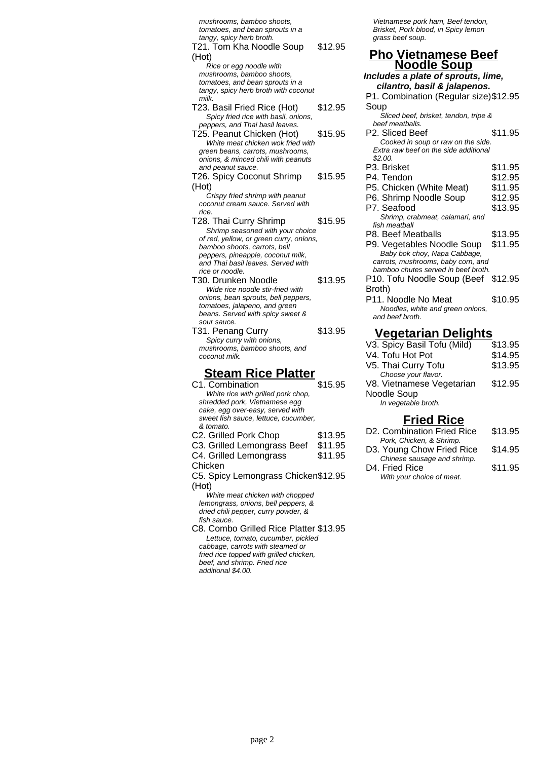*mushrooms, bamboo shoots, tomatoes, and bean sprouts in a tangy, spicy herb broth.*

T21. Tom Kha Noodle Soup (Hot) — $12.95
*Rice or egg noodle with mushrooms, bamboo shoots, tomatoes, and bean sprouts in a tangy, spicy herb broth with coconut milk.*

T23. Basil Fried Rice (Hot) — $12.95
*Spicy fried rice with basil, onions, peppers, and Thai basil leaves.*

T25. Peanut Chicken (Hot) — $15.95
*White meat chicken wok fried with green beans, carrots, mushrooms, onions, & minced chili with peanuts and peanut sauce.*

T26. Spicy Coconut Shrimp (Hot) — $15.95
*Crispy fried shrimp with peanut coconut cream sauce. Served with rice.*

T28. Thai Curry Shrimp — $15.95
*Shrimp seasoned with your choice of red, yellow, or green curry, onions, bamboo shoots, carrots, bell peppers, pineapple, coconut milk, and Thai basil leaves. Served with rice or noodle.*

T30. Drunken Noodle — $13.95
*Wide rice noodle stir-fried with onions, bean sprouts, bell peppers, tomatoes, jalapeno, and green beans. Served with spicy sweet & sour sauce.*

T31. Penang Curry — $13.95
*Spicy curry with onions, mushrooms, bamboo shoots, and coconut milk.*

## Steam Rice Platter

C1. Combination — $15.95
*White rice with grilled pork chop, shredded pork, Vietnamese egg cake, egg over-easy, served with sweet fish sauce, lettuce, cucumber, & tomato.*

C2. Grilled Pork Chop — $13.95

C3. Grilled Lemongrass Beef — $11.95

C4. Grilled Lemongrass Chicken — $11.95

C5. Spicy Lemongrass Chicken (Hot) — $12.95
*White meat chicken with chopped lemongrass, onions, bell peppers, & dried chili pepper, curry powder, & fish sauce.*

C8. Combo Grilled Rice Platter — $13.95
*Lettuce, tomato, cucumber, pickled cabbage, carrots with steamed or fried rice topped with grilled chicken, beef, and shrimp. Fried rice additional $4.00.*

*Vietnamese pork ham, Beef tendon, Brisket, Pork blood, in Spicy lemon grass beef soup.*

## Pho Vietnamese Beef Noodle Soup

***Includes a plate of sprouts, lime, cilantro, basil & jalapenos.***

P1. Combination (Regular size) Soup — $12.95
*Sliced beef, brisket, tendon, tripe & beef meatballs.*

P2. Sliced Beef — $11.95
*Cooked in soup or raw on the side. Extra raw beef on the side additional $2.00.*

P3. Brisket — $11.95

P4. Tendon — $12.95

P5. Chicken (White Meat) — $11.95

P6. Shrimp Noodle Soup — $12.95

P7. Seafood — $13.95
*Shrimp, crabmeat, calamari, and fish meatball*

P8. Beef Meatballs — $13.95

P9. Vegetables Noodle Soup — $11.95
*Baby bok choy, Napa Cabbage, carrots, mushrooms, baby corn, and bamboo chutes served in beef broth.*

P10. Tofu Noodle Soup (Beef Broth) — $12.95

P11. Noodle No Meat — $10.95
*Noodles, white and green onions, and beef broth.*

## Vegetarian Delights

V3. Spicy Basil Tofu (Mild) — $13.95

V4. Tofu Hot Pot — $14.95

V5. Thai Curry Tofu — $13.95
*Choose your flavor.*

V8. Vietnamese Vegetarian Noodle Soup — $12.95
*In vegetable broth.*

## Fried Rice

D2. Combination Fried Rice — $13.95
*Pork, Chicken, & Shrimp.*

D3. Young Chow Fried Rice — $14.95
*Chinese sausage and shrimp.*

D4. Fried Rice — $11.95
*With your choice of meat.*